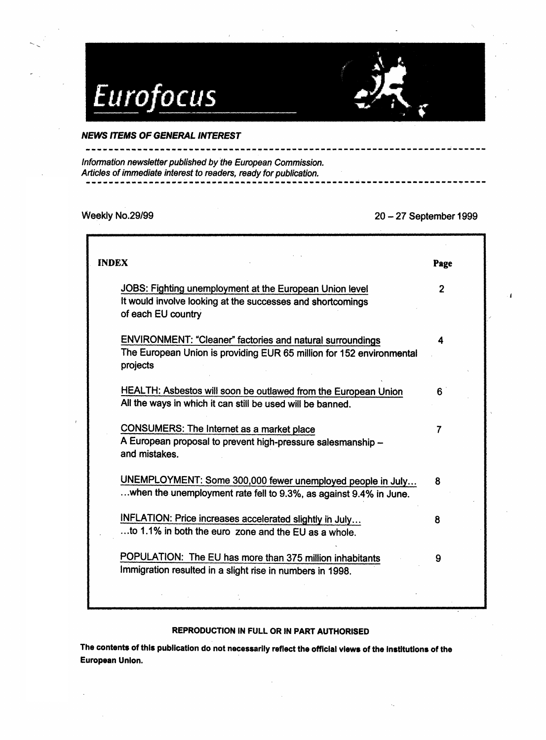# Eurofocus

***NEWS ITEMS OF GENERAL INTEREST***

*Information newsletter published by the European Commission.*
*Articles of immediate interest to readers, ready for publication.*

Weekly No.29/99 — 20 – 27 September 1999

**INDEX**

| | Page |
|---|---|
| JOBS: Fighting unemployment at the European Union level<br>It would involve looking at the successes and shortcomings of each EU country | 2 |
| ENVIRONMENT: "Cleaner" factories and natural surroundings<br>The European Union is providing EUR 65 million for 152 environmental projects | 4 |
| HEALTH: Asbestos will soon be outlawed from the European Union<br>All the ways in which it can still be used will be banned. | 6 |
| CONSUMERS: The Internet as a market place<br>A European proposal to prevent high-pressure salesmanship – and mistakes. | 7 |
| UNEMPLOYMENT: Some 300,000 fewer unemployed people in July…<br>…when the unemployment rate fell to 9.3%, as against 9.4% in June. | 8 |
| INFLATION: Price increases accelerated slightly in July…<br>…to 1.1% in both the euro zone and the EU as a whole. | 8 |
| POPULATION: The EU has more than 375 million inhabitants<br>Immigration resulted in a slight rise in numbers in 1998. | 9 |

**REPRODUCTION IN FULL OR IN PART AUTHORISED**

**The contents of this publication do not necessarily reflect the official views of the institutions of the European Union.**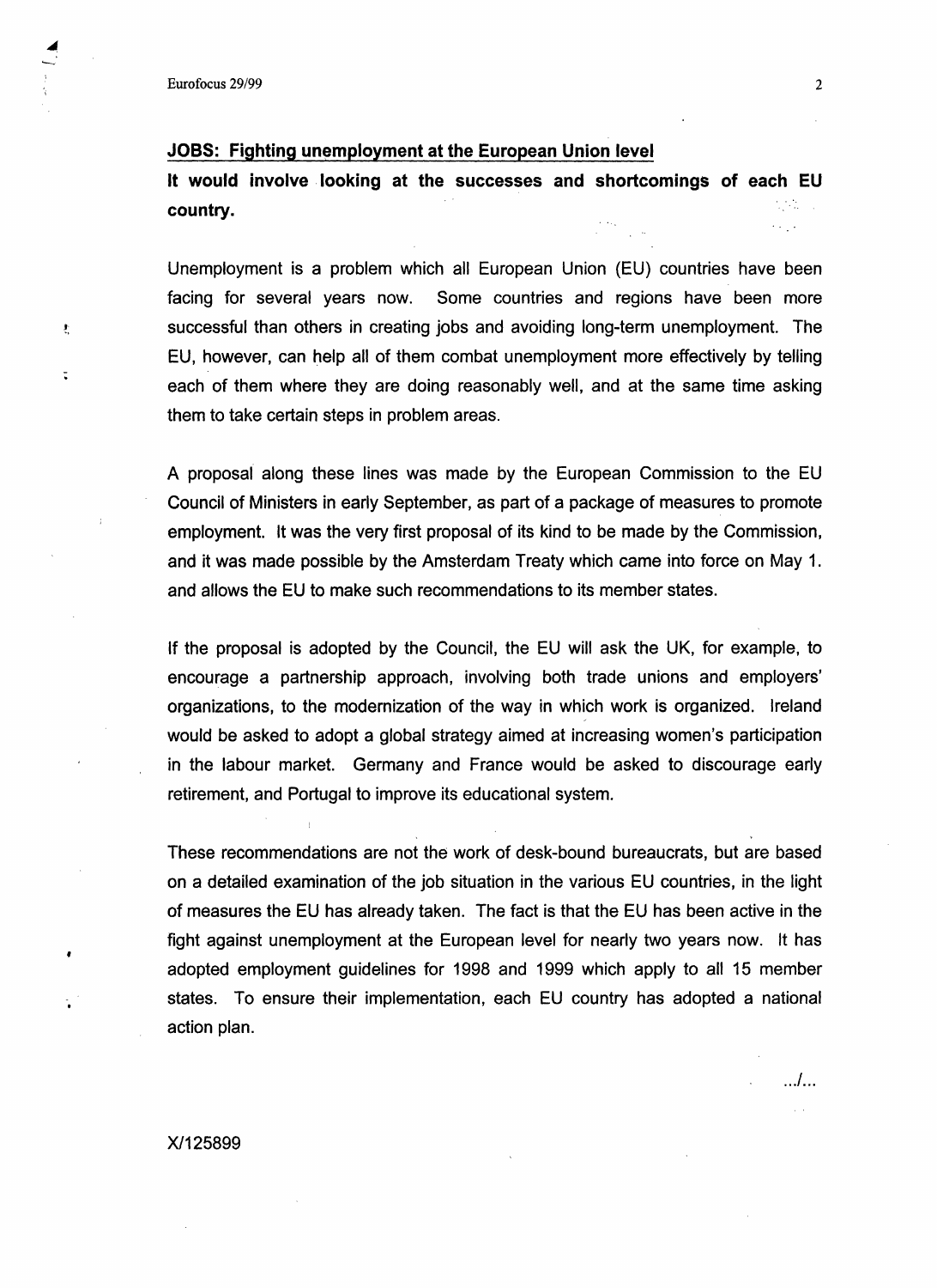## JOBS: Fighting unemployment at the European Union level

**It would involve looking at the successes and shortcomings of each EU country.**

Unemployment is a problem which all European Union (EU) countries have been facing for several years now. Some countries and regions have been more successful than others in creating jobs and avoiding long-term unemployment. The EU, however, can help all of them combat unemployment more effectively by telling each of them where they are doing reasonably well, and at the same time asking them to take certain steps in problem areas.

A proposal along these lines was made by the European Commission to the EU Council of Ministers in early September, as part of a package of measures to promote employment. It was the very first proposal of its kind to be made by the Commission, and it was made possible by the Amsterdam Treaty which came into force on May 1. and allows the EU to make such recommendations to its member states.

If the proposal is adopted by the Council, the EU will ask the UK, for example, to encourage a partnership approach, involving both trade unions and employers' organizations, to the modernization of the way in which work is organized. Ireland would be asked to adopt a global strategy aimed at increasing women's participation in the labour market. Germany and France would be asked to discourage early retirement, and Portugal to improve its educational system.

These recommendations are not the work of desk-bound bureaucrats, but are based on a detailed examination of the job situation in the various EU countries, in the light of measures the EU has already taken. The fact is that the EU has been active in the fight against unemployment at the European level for nearly two years now. It has adopted employment guidelines for 1998 and 1999 which apply to all 15 member states. To ensure their implementation, each EU country has adopted a national action plan.

.../...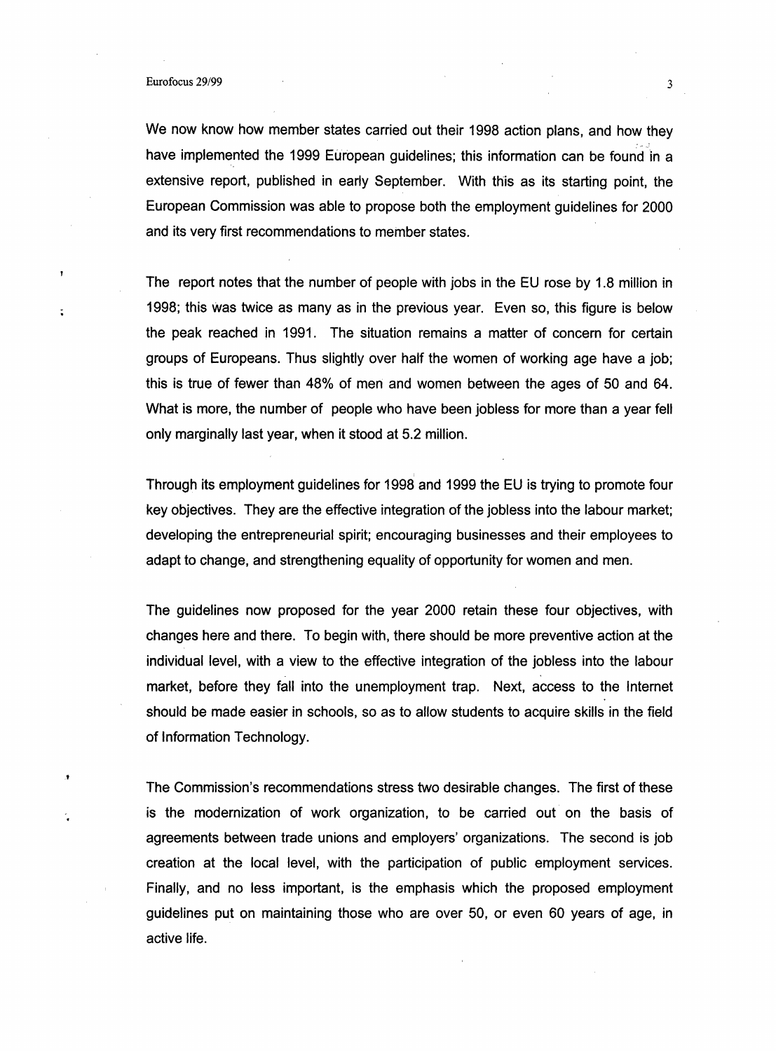We now know how member states carried out their 1998 action plans, and how they have implemented the 1999 European guidelines; this information can be found in a extensive report, published in early September. With this as its starting point, the European Commission was able to propose both the employment guidelines for 2000 and its very first recommendations to member states.

The report notes that the number of people with jobs in the EU rose by 1.8 million in 1998; this was twice as many as in the previous year. Even so, this figure is below the peak reached in 1991. The situation remains a matter of concern for certain groups of Europeans. Thus slightly over half the women of working age have a job; this is true of fewer than 48% of men and women between the ages of 50 and 64. What is more, the number of people who have been jobless for more than a year fell only marginally last year, when it stood at 5.2 million.

Through its employment guidelines for 1998 and 1999 the EU is trying to promote four key objectives. They are the effective integration of the jobless into the labour market; developing the entrepreneurial spirit; encouraging businesses and their employees to adapt to change, and strengthening equality of opportunity for women and men.

The guidelines now proposed for the year 2000 retain these four objectives, with changes here and there. To begin with, there should be more preventive action at the individual level, with a view to the effective integration of the jobless into the labour market, before they fall into the unemployment trap. Next, access to the Internet should be made easier in schools, so as to allow students to acquire skills in the field of Information Technology.

The Commission's recommendations stress two desirable changes. The first of these is the modernization of work organization, to be carried out on the basis of agreements between trade unions and employers' organizations. The second is job creation at the local level, with the participation of public employment services. Finally, and no less important, is the emphasis which the proposed employment guidelines put on maintaining those who are over 50, or even 60 years of age, in active life.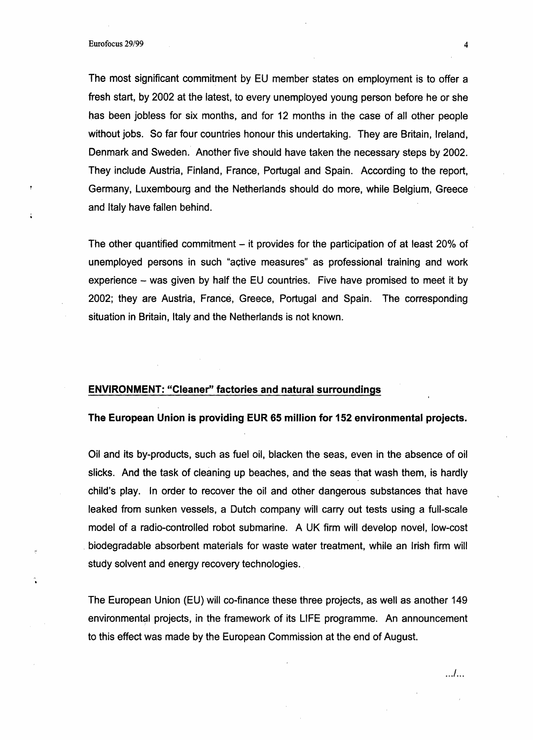The most significant commitment by EU member states on employment is to offer a fresh start, by 2002 at the latest, to every unemployed young person before he or she has been jobless for six months, and for 12 months in the case of all other people without jobs. So far four countries honour this undertaking. They are Britain, Ireland, Denmark and Sweden. Another five should have taken the necessary steps by 2002. They include Austria, Finland, France, Portugal and Spain. According to the report, Germany, Luxembourg and the Netherlands should do more, while Belgium, Greece and Italy have fallen behind.

The other quantified commitment – it provides for the participation of at least 20% of unemployed persons in such "active measures" as professional training and work experience – was given by half the EU countries. Five have promised to meet it by 2002; they are Austria, France, Greece, Portugal and Spain. The corresponding situation in Britain, Italy and the Netherlands is not known.

## ENVIRONMENT: "Cleaner" factories and natural surroundings

**The European Union is providing EUR 65 million for 152 environmental projects.**

Oil and its by-products, such as fuel oil, blacken the seas, even in the absence of oil slicks. And the task of cleaning up beaches, and the seas that wash them, is hardly child's play. In order to recover the oil and other dangerous substances that have leaked from sunken vessels, a Dutch company will carry out tests using a full-scale model of a radio-controlled robot submarine. A UK firm will develop novel, low-cost biodegradable absorbent materials for waste water treatment, while an Irish firm will study solvent and energy recovery technologies.

The European Union (EU) will co-finance these three projects, as well as another 149 environmental projects, in the framework of its LIFE programme. An announcement to this effect was made by the European Commission at the end of August.

.../...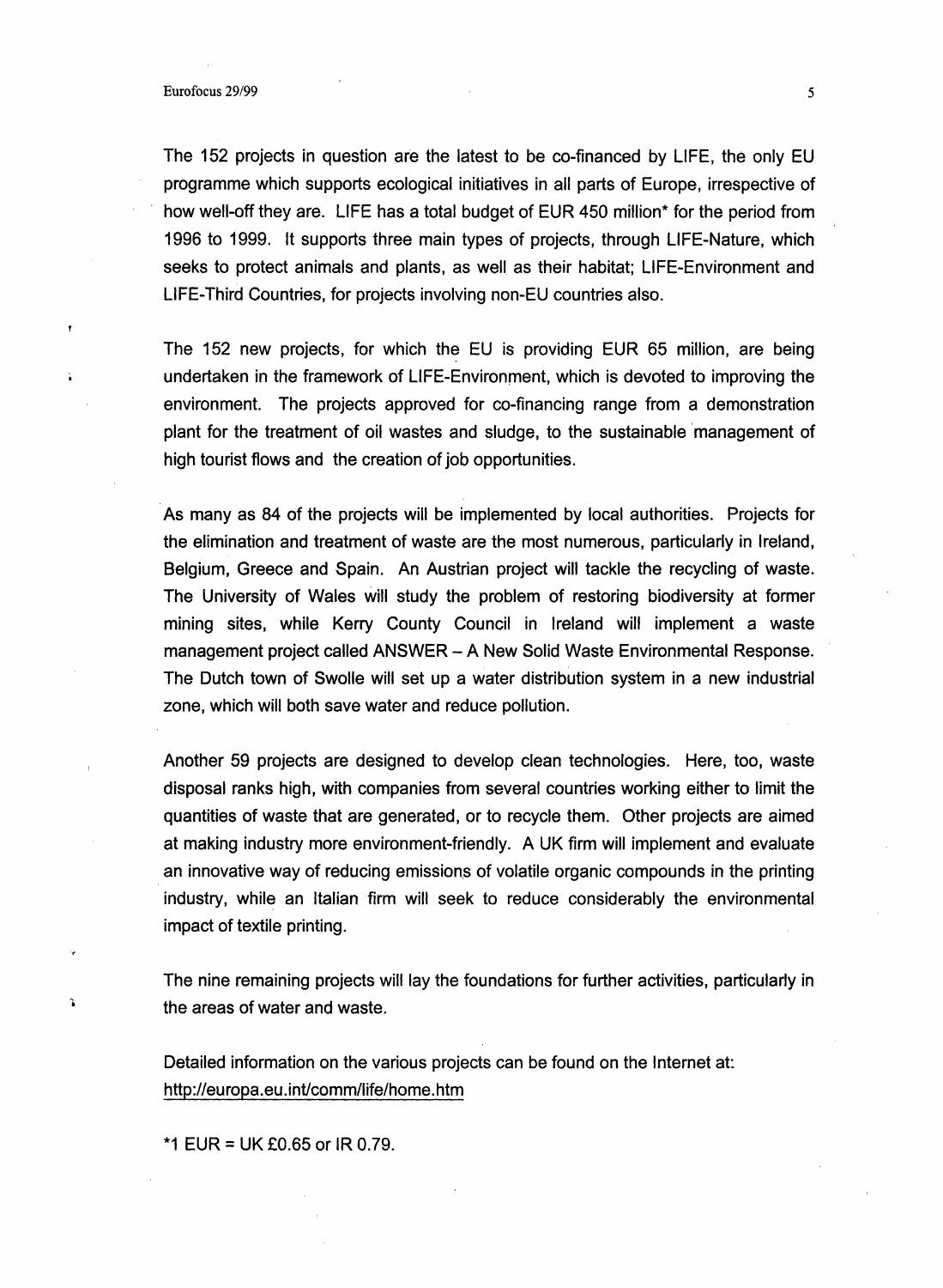The 152 projects in question are the latest to be co-financed by LIFE, the only EU programme which supports ecological initiatives in all parts of Europe, irrespective of how well-off they are. LIFE has a total budget of EUR 450 million* for the period from 1996 to 1999. It supports three main types of projects, through LIFE-Nature, which seeks to protect animals and plants, as well as their habitat; LIFE-Environment and LIFE-Third Countries, for projects involving non-EU countries also.

The 152 new projects, for which the EU is providing EUR 65 million, are being undertaken in the framework of LIFE-Environment, which is devoted to improving the environment. The projects approved for co-financing range from a demonstration plant for the treatment of oil wastes and sludge, to the sustainable management of high tourist flows and the creation of job opportunities.

As many as 84 of the projects will be implemented by local authorities. Projects for the elimination and treatment of waste are the most numerous, particularly in Ireland, Belgium, Greece and Spain. An Austrian project will tackle the recycling of waste. The University of Wales will study the problem of restoring biodiversity at former mining sites, while Kerry County Council in Ireland will implement a waste management project called ANSWER – A New Solid Waste Environmental Response. The Dutch town of Swolle will set up a water distribution system in a new industrial zone, which will both save water and reduce pollution.

Another 59 projects are designed to develop clean technologies. Here, too, waste disposal ranks high, with companies from several countries working either to limit the quantities of waste that are generated, or to recycle them. Other projects are aimed at making industry more environment-friendly. A UK firm will implement and evaluate an innovative way of reducing emissions of volatile organic compounds in the printing industry, while an Italian firm will seek to reduce considerably the environmental impact of textile printing.

The nine remaining projects will lay the foundations for further activities, particularly in the areas of water and waste.

Detailed information on the various projects can be found on the Internet at:
http://europa.eu.int/comm/life/home.htm

*1 EUR = UK £0.65 or IR 0.79.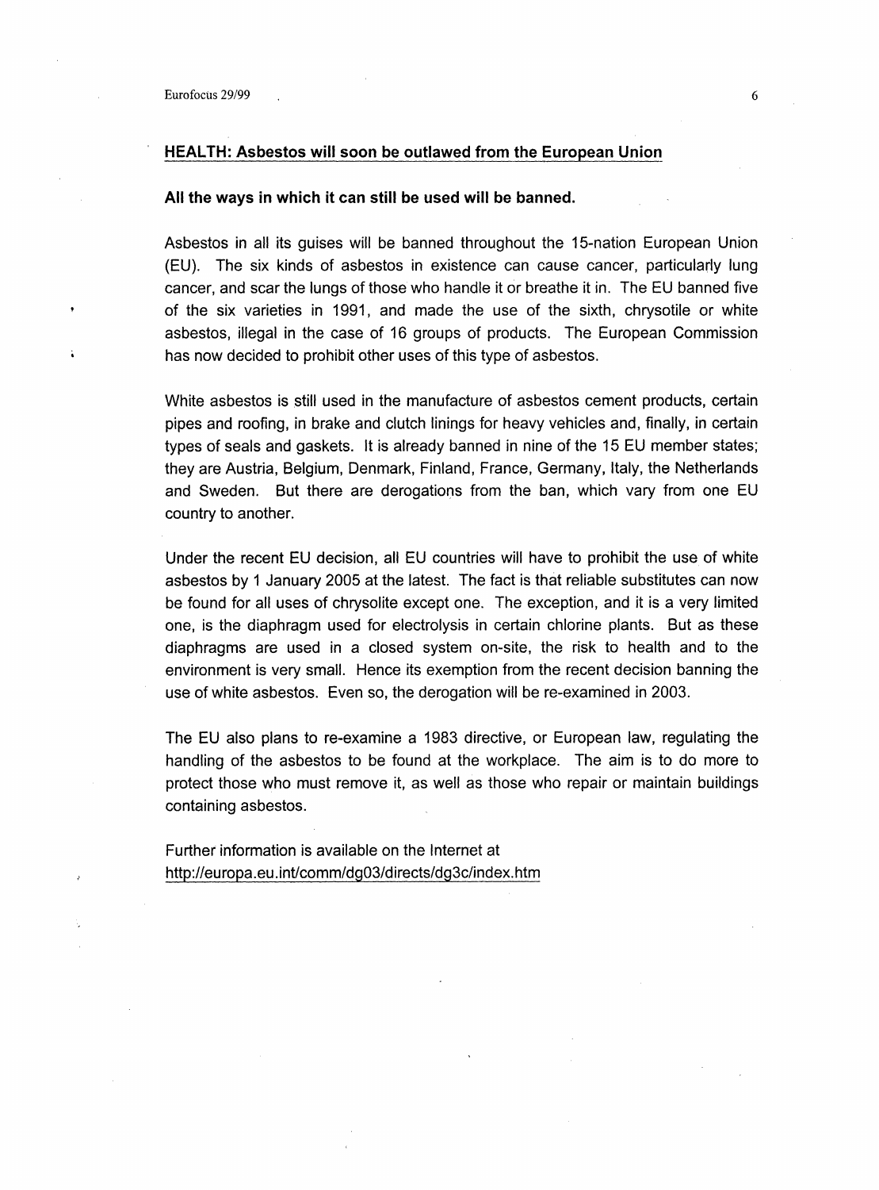## HEALTH: Asbestos will soon be outlawed from the European Union

**All the ways in which it can still be used will be banned.**

Asbestos in all its guises will be banned throughout the 15-nation European Union (EU). The six kinds of asbestos in existence can cause cancer, particularly lung cancer, and scar the lungs of those who handle it or breathe it in. The EU banned five of the six varieties in 1991, and made the use of the sixth, chrysotile or white asbestos, illegal in the case of 16 groups of products. The European Commission has now decided to prohibit other uses of this type of asbestos.

White asbestos is still used in the manufacture of asbestos cement products, certain pipes and roofing, in brake and clutch linings for heavy vehicles and, finally, in certain types of seals and gaskets. It is already banned in nine of the 15 EU member states; they are Austria, Belgium, Denmark, Finland, France, Germany, Italy, the Netherlands and Sweden. But there are derogations from the ban, which vary from one EU country to another.

Under the recent EU decision, all EU countries will have to prohibit the use of white asbestos by 1 January 2005 at the latest. The fact is that reliable substitutes can now be found for all uses of chrysolite except one. The exception, and it is a very limited one, is the diaphragm used for electrolysis in certain chlorine plants. But as these diaphragms are used in a closed system on-site, the risk to health and to the environment is very small. Hence its exemption from the recent decision banning the use of white asbestos. Even so, the derogation will be re-examined in 2003.

The EU also plans to re-examine a 1983 directive, or European law, regulating the handling of the asbestos to be found at the workplace. The aim is to do more to protect those who must remove it, as well as those who repair or maintain buildings containing asbestos.

Further information is available on the Internet at
http://europa.eu.int/comm/dg03/directs/dg3c/index.htm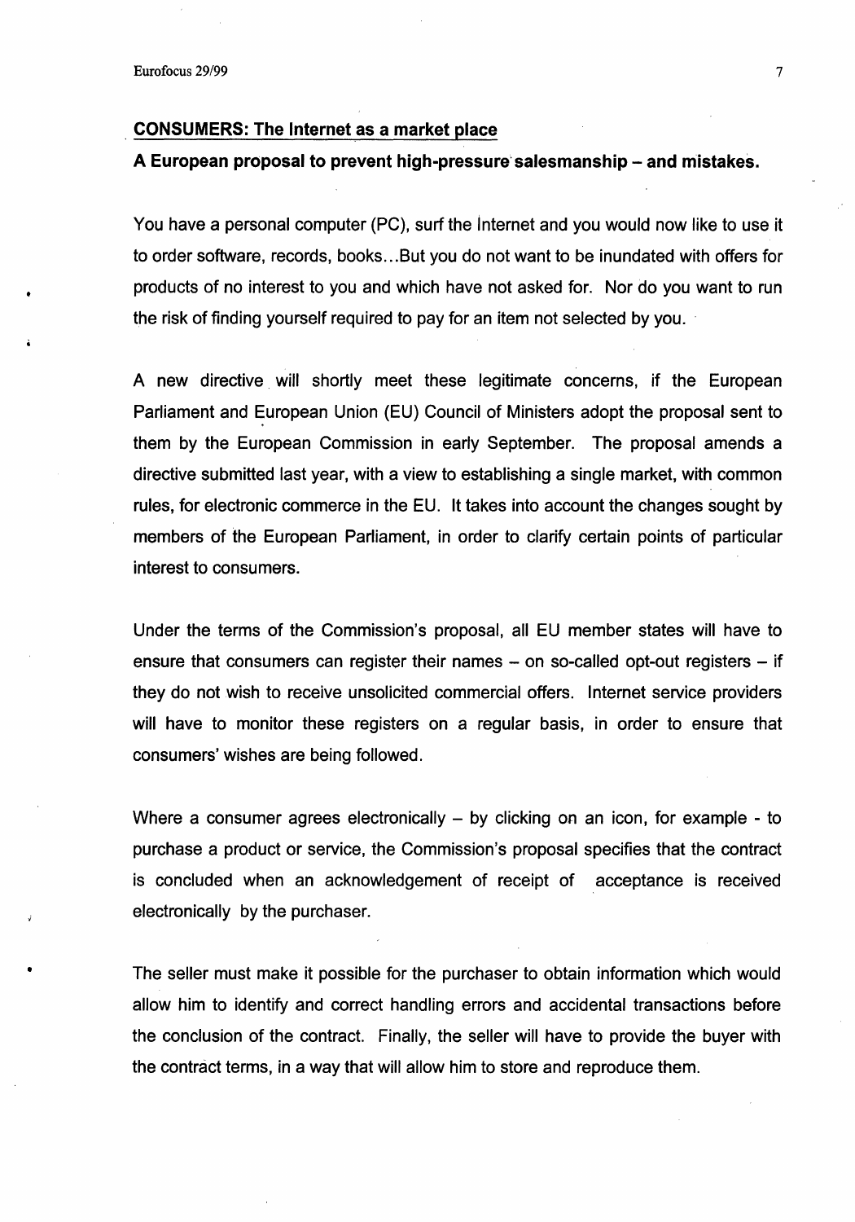## CONSUMERS: The Internet as a market place

### A European proposal to prevent high-pressure salesmanship – and mistakes.

You have a personal computer (PC), surf the Internet and you would now like to use it to order software, records, books...But you do not want to be inundated with offers for products of no interest to you and which have not asked for. Nor do you want to run the risk of finding yourself required to pay for an item not selected by you.

A new directive will shortly meet these legitimate concerns, if the European Parliament and European Union (EU) Council of Ministers adopt the proposal sent to them by the European Commission in early September. The proposal amends a directive submitted last year, with a view to establishing a single market, with common rules, for electronic commerce in the EU. It takes into account the changes sought by members of the European Parliament, in order to clarify certain points of particular interest to consumers.

Under the terms of the Commission's proposal, all EU member states will have to ensure that consumers can register their names – on so-called opt-out registers – if they do not wish to receive unsolicited commercial offers. Internet service providers will have to monitor these registers on a regular basis, in order to ensure that consumers' wishes are being followed.

Where a consumer agrees electronically – by clicking on an icon, for example - to purchase a product or service, the Commission's proposal specifies that the contract is concluded when an acknowledgement of receipt of acceptance is received electronically by the purchaser.

The seller must make it possible for the purchaser to obtain information which would allow him to identify and correct handling errors and accidental transactions before the conclusion of the contract. Finally, the seller will have to provide the buyer with the contract terms, in a way that will allow him to store and reproduce them.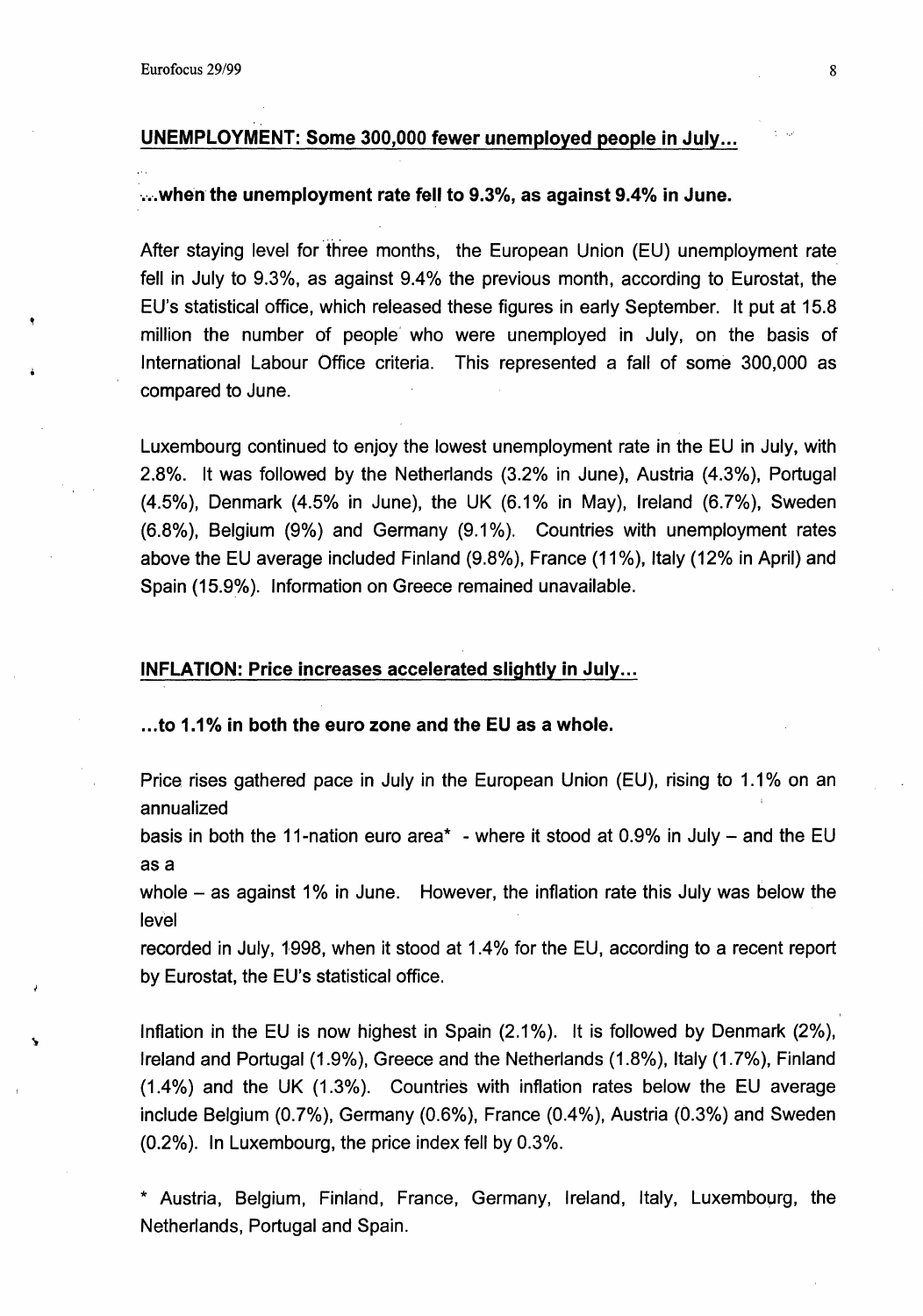## UNEMPLOYMENT: Some 300,000 fewer unemployed people in July...

**...when the unemployment rate fell to 9.3%, as against 9.4% in June.**

After staying level for three months, the European Union (EU) unemployment rate fell in July to 9.3%, as against 9.4% the previous month, according to Eurostat, the EU's statistical office, which released these figures in early September. It put at 15.8 million the number of people who were unemployed in July, on the basis of International Labour Office criteria. This represented a fall of some 300,000 as compared to June.

Luxembourg continued to enjoy the lowest unemployment rate in the EU in July, with 2.8%. It was followed by the Netherlands (3.2% in June), Austria (4.3%), Portugal (4.5%), Denmark (4.5% in June), the UK (6.1% in May), Ireland (6.7%), Sweden (6.8%), Belgium (9%) and Germany (9.1%). Countries with unemployment rates above the EU average included Finland (9.8%), France (11%), Italy (12% in April) and Spain (15.9%). Information on Greece remained unavailable.

## INFLATION: Price increases accelerated slightly in July...

**...to 1.1% in both the euro zone and the EU as a whole.**

Price rises gathered pace in July in the European Union (EU), rising to 1.1% on an annualized basis in both the 11-nation euro area* - where it stood at 0.9% in July – and the EU as a whole – as against 1% in June. However, the inflation rate this July was below the level recorded in July, 1998, when it stood at 1.4% for the EU, according to a recent report by Eurostat, the EU's statistical office.

Inflation in the EU is now highest in Spain (2.1%). It is followed by Denmark (2%), Ireland and Portugal (1.9%), Greece and the Netherlands (1.8%), Italy (1.7%), Finland (1.4%) and the UK (1.3%). Countries with inflation rates below the EU average include Belgium (0.7%), Germany (0.6%), France (0.4%), Austria (0.3%) and Sweden (0.2%). In Luxembourg, the price index fell by 0.3%.

* Austria, Belgium, Finland, France, Germany, Ireland, Italy, Luxembourg, the Netherlands, Portugal and Spain.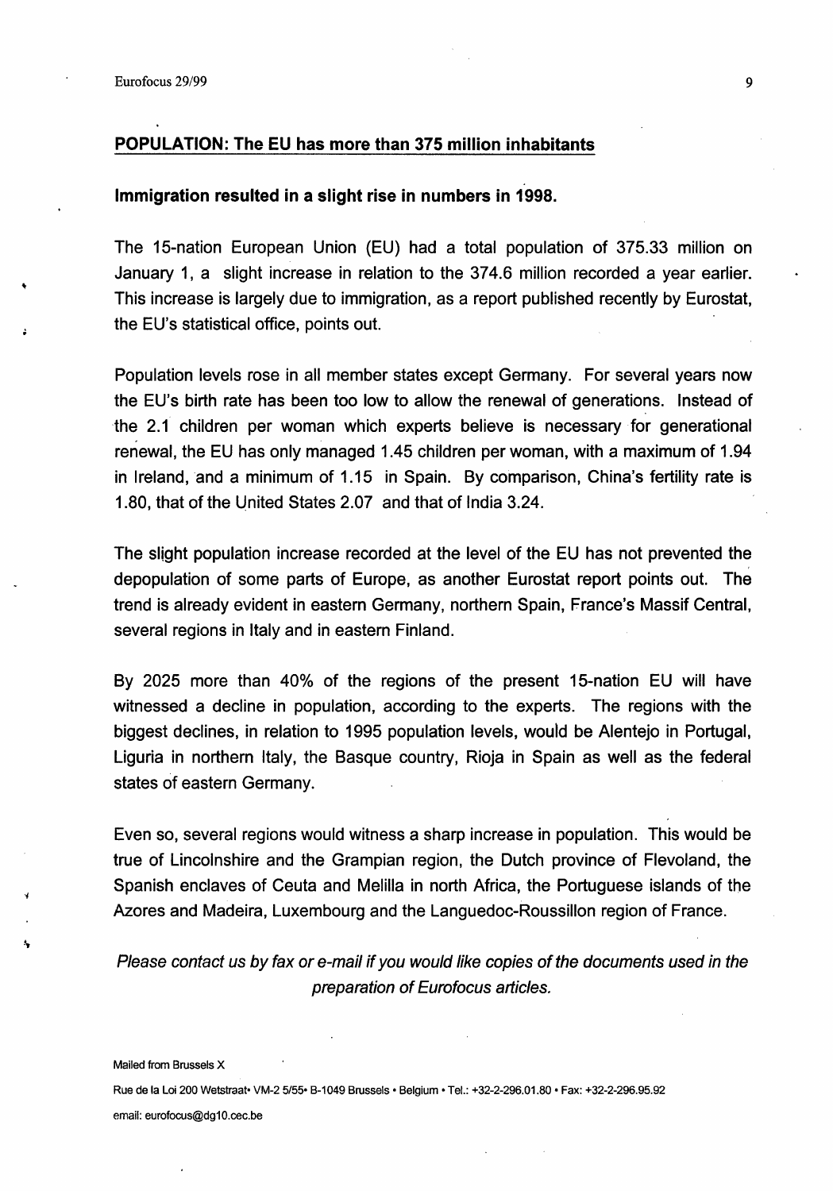## POPULATION: The EU has more than 375 million inhabitants

**Immigration resulted in a slight rise in numbers in 1998.**

The 15-nation European Union (EU) had a total population of 375.33 million on January 1, a slight increase in relation to the 374.6 million recorded a year earlier. This increase is largely due to immigration, as a report published recently by Eurostat, the EU's statistical office, points out.

Population levels rose in all member states except Germany. For several years now the EU's birth rate has been too low to allow the renewal of generations. Instead of the 2.1 children per woman which experts believe is necessary for generational renewal, the EU has only managed 1.45 children per woman, with a maximum of 1.94 in Ireland, and a minimum of 1.15 in Spain. By comparison, China's fertility rate is 1.80, that of the United States 2.07 and that of India 3.24.

The slight population increase recorded at the level of the EU has not prevented the depopulation of some parts of Europe, as another Eurostat report points out. The trend is already evident in eastern Germany, northern Spain, France's Massif Central, several regions in Italy and in eastern Finland.

By 2025 more than 40% of the regions of the present 15-nation EU will have witnessed a decline in population, according to the experts. The regions with the biggest declines, in relation to 1995 population levels, would be Alentejo in Portugal, Liguria in northern Italy, the Basque country, Rioja in Spain as well as the federal states of eastern Germany.

Even so, several regions would witness a sharp increase in population. This would be true of Lincolnshire and the Grampian region, the Dutch province of Flevoland, the Spanish enclaves of Ceuta and Melilla in north Africa, the Portuguese islands of the Azores and Madeira, Luxembourg and the Languedoc-Roussillon region of France.

*Please contact us by fax or e-mail if you would like copies of the documents used in the preparation of Eurofocus articles.*

Mailed from Brussels X

Rue de la Loi 200 Wetstraat• VM-2 5/55• B-1049 Brussels • Belgium • Tel.: +32-2-296.01.80 • Fax: +32-2-296.95.92

email: eurofocus@dg10.cec.be